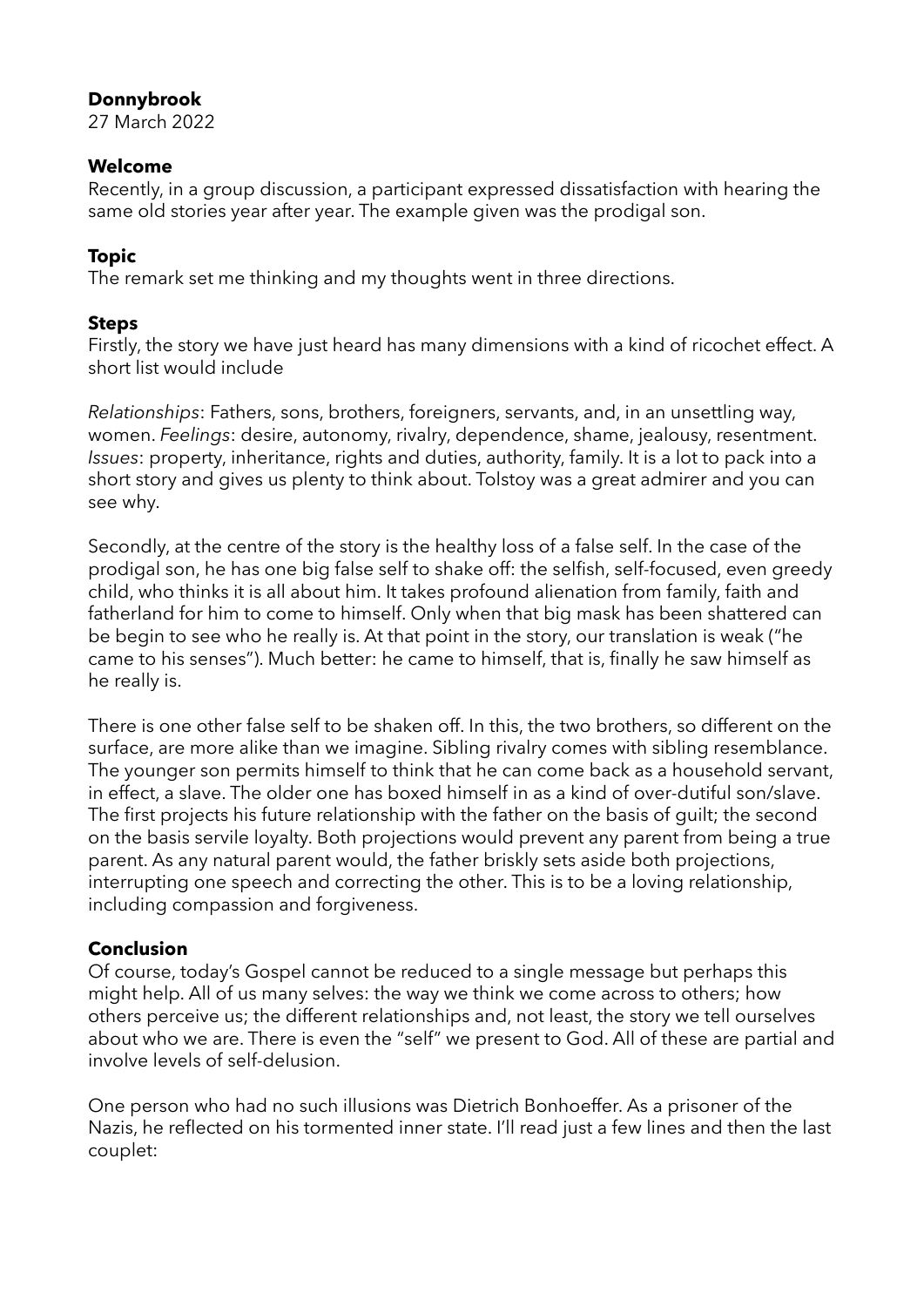**Donnybrook**
27 March 2022

**Welcome**
Recently, in a group discussion, a participant expressed dissatisfaction with hearing the same old stories year after year. The example given was the prodigal son.

**Topic**
The remark set me thinking and my thoughts went in three directions.

**Steps**
Firstly, the story we have just heard has many dimensions with a kind of ricochet effect. A short list would include

*Relationships*: Fathers, sons, brothers, foreigners, servants, and, in an unsettling way, women. *Feelings*: desire, autonomy, rivalry, dependence, shame, jealousy, resentment. *Issues*: property, inheritance, rights and duties, authority, family. It is a lot to pack into a short story and gives us plenty to think about. Tolstoy was a great admirer and you can see why.

Secondly, at the centre of the story is the healthy loss of a false self. In the case of the prodigal son, he has one big false self to shake off: the selfish, self-focused, even greedy child, who thinks it is all about him. It takes profound alienation from family, faith and fatherland for him to come to himself. Only when that big mask has been shattered can be begin to see who he really is. At that point in the story, our translation is weak ("he came to his senses"). Much better: he came to himself, that is, finally he saw himself as he really is.

There is one other false self to be shaken off. In this, the two brothers, so different on the surface, are more alike than we imagine. Sibling rivalry comes with sibling resemblance. The younger son permits himself to think that he can come back as a household servant, in effect, a slave. The older one has boxed himself in as a kind of over-dutiful son/slave. The first projects his future relationship with the father on the basis of guilt; the second on the basis servile loyalty. Both projections would prevent any parent from being a true parent. As any natural parent would, the father briskly sets aside both projections, interrupting one speech and correcting the other. This is to be a loving relationship, including compassion and forgiveness.

**Conclusion**
Of course, today's Gospel cannot be reduced to a single message but perhaps this might help. All of us many selves: the way we think we come across to others; how others perceive us; the different relationships and, not least, the story we tell ourselves about who we are. There is even the "self" we present to God. All of these are partial and involve levels of self-delusion.

One person who had no such illusions was Dietrich Bonhoeffer. As a prisoner of the Nazis, he reflected on his tormented inner state. I'll read just a few lines and then the last couplet: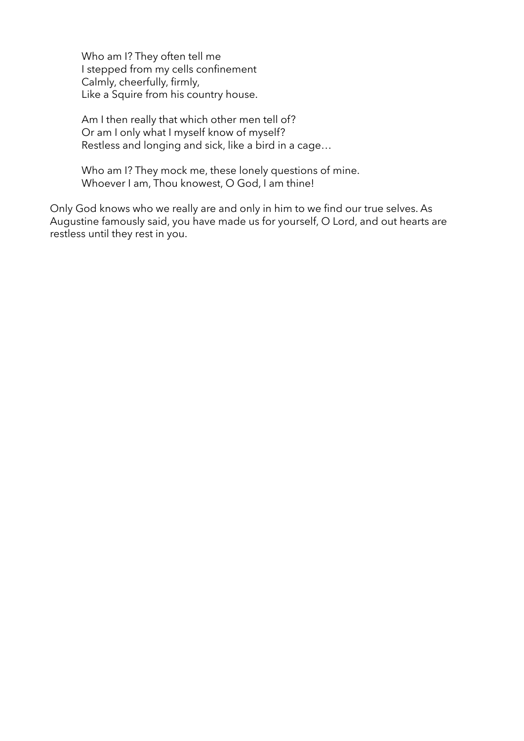> Who am I? They often tell me
> I stepped from my cells confinement
> Calmly, cheerfully, firmly,
> Like a Squire from his country house.
>
> Am I then really that which other men tell of?
> Or am I only what I myself know of myself?
> Restless and longing and sick, like a bird in a cage…
>
> Who am I? They mock me, these lonely questions of mine.
> Whoever I am, Thou knowest, O God, I am thine!

Only God knows who we really are and only in him to we find our true selves. As Augustine famously said, you have made us for yourself, O Lord, and out hearts are restless until they rest in you.